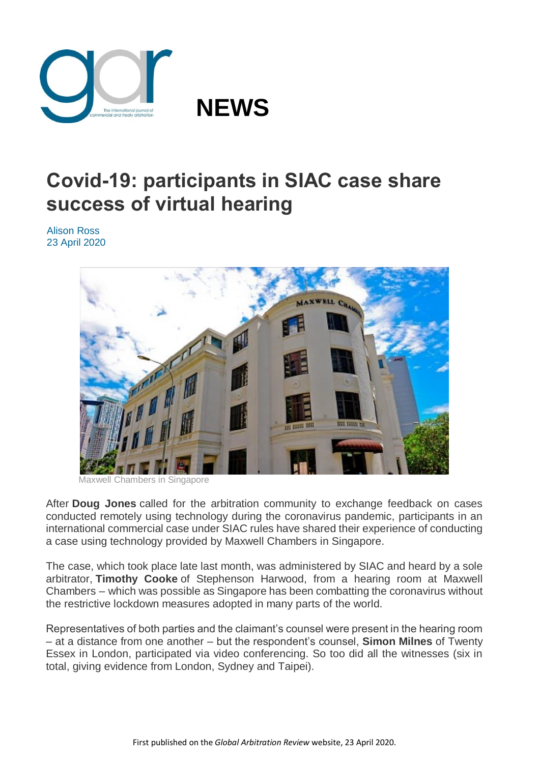# NEWS

# Covid-19: participants in SIAC case share success of virtual hearing

Alison Ross
23 April 2020

Maxwell Chambers in Singapore

After **Doug Jones** called for the arbitration community to exchange feedback on cases conducted remotely using technology during the coronavirus pandemic, participants in an international commercial case under SIAC rules have shared their experience of conducting a case using technology provided by Maxwell Chambers in Singapore.

The case, which took place late last month, was administered by SIAC and heard by a sole arbitrator, **Timothy Cooke** of Stephenson Harwood, from a hearing room at Maxwell Chambers – which was possible as Singapore has been combatting the coronavirus without the restrictive lockdown measures adopted in many parts of the world.

Representatives of both parties and the claimant's counsel were present in the hearing room – at a distance from one another – but the respondent's counsel, **Simon Milnes** of Twenty Essex in London, participated via video conferencing. So too did all the witnesses (six in total, giving evidence from London, Sydney and Taipei).

First published on the *Global Arbitration Review* website, 23 April 2020.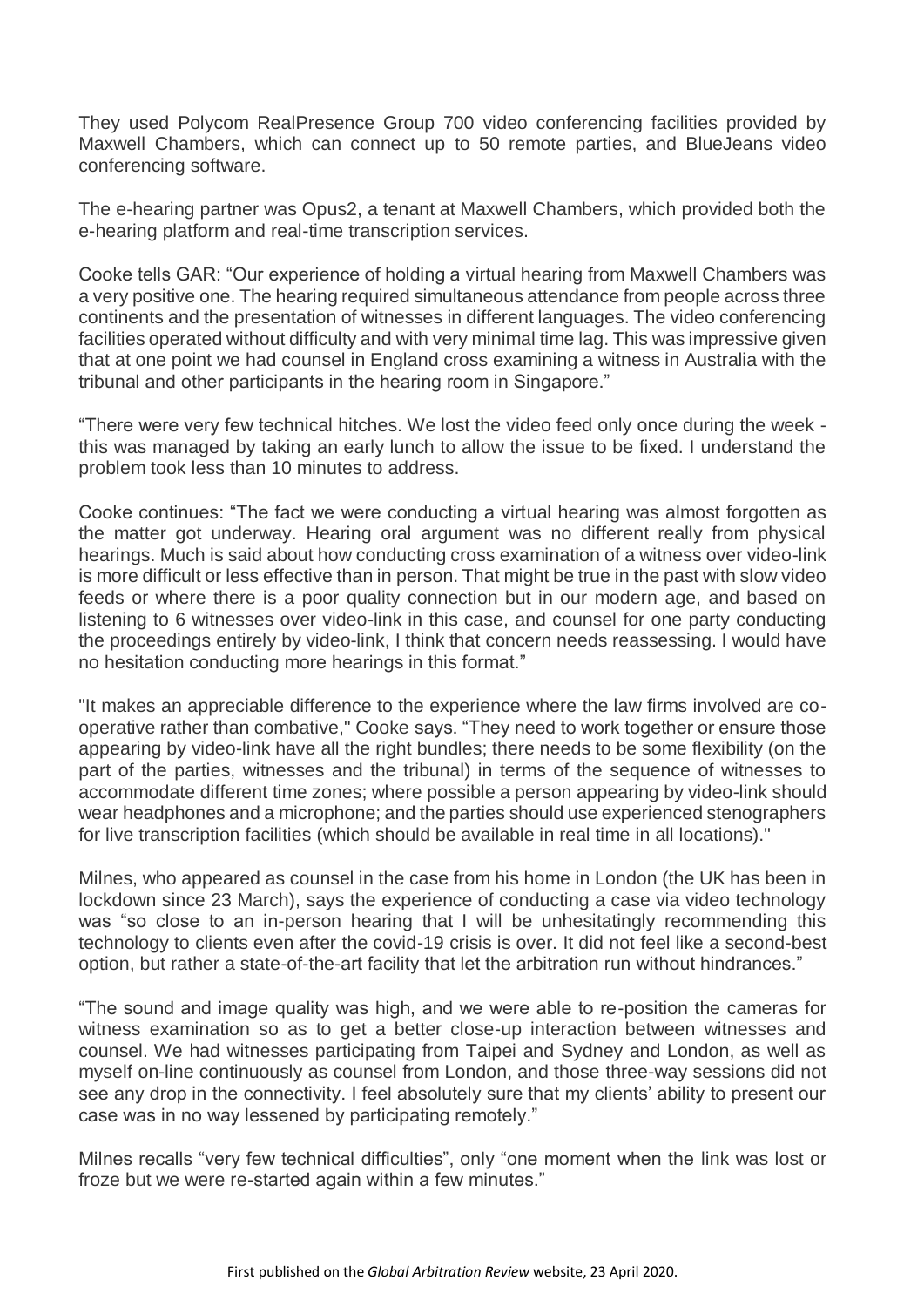They used Polycom RealPresence Group 700 video conferencing facilities provided by Maxwell Chambers, which can connect up to 50 remote parties, and BlueJeans video conferencing software.

The e-hearing partner was Opus2, a tenant at Maxwell Chambers, which provided both the e-hearing platform and real-time transcription services.

Cooke tells GAR: "Our experience of holding a virtual hearing from Maxwell Chambers was a very positive one. The hearing required simultaneous attendance from people across three continents and the presentation of witnesses in different languages. The video conferencing facilities operated without difficulty and with very minimal time lag. This was impressive given that at one point we had counsel in England cross examining a witness in Australia with the tribunal and other participants in the hearing room in Singapore."

"There were very few technical hitches. We lost the video feed only once during the week - this was managed by taking an early lunch to allow the issue to be fixed. I understand the problem took less than 10 minutes to address.

Cooke continues: "The fact we were conducting a virtual hearing was almost forgotten as the matter got underway. Hearing oral argument was no different really from physical hearings. Much is said about how conducting cross examination of a witness over video-link is more difficult or less effective than in person. That might be true in the past with slow video feeds or where there is a poor quality connection but in our modern age, and based on listening to 6 witnesses over video-link in this case, and counsel for one party conducting the proceedings entirely by video-link, I think that concern needs reassessing. I would have no hesitation conducting more hearings in this format."

"It makes an appreciable difference to the experience where the law firms involved are co-operative rather than combative," Cooke says. "They need to work together or ensure those appearing by video-link have all the right bundles; there needs to be some flexibility (on the part of the parties, witnesses and the tribunal) in terms of the sequence of witnesses to accommodate different time zones; where possible a person appearing by video-link should wear headphones and a microphone; and the parties should use experienced stenographers for live transcription facilities (which should be available in real time in all locations)."

Milnes, who appeared as counsel in the case from his home in London (the UK has been in lockdown since 23 March), says the experience of conducting a case via video technology was "so close to an in-person hearing that I will be unhesitatingly recommending this technology to clients even after the covid-19 crisis is over. It did not feel like a second-best option, but rather a state-of-the-art facility that let the arbitration run without hindrances."

"The sound and image quality was high, and we were able to re-position the cameras for witness examination so as to get a better close-up interaction between witnesses and counsel. We had witnesses participating from Taipei and Sydney and London, as well as myself on-line continuously as counsel from London, and those three-way sessions did not see any drop in the connectivity. I feel absolutely sure that my clients' ability to present our case was in no way lessened by participating remotely."

Milnes recalls "very few technical difficulties", only "one moment when the link was lost or froze but we were re-started again within a few minutes."

First published on the *Global Arbitration Review* website, 23 April 2020.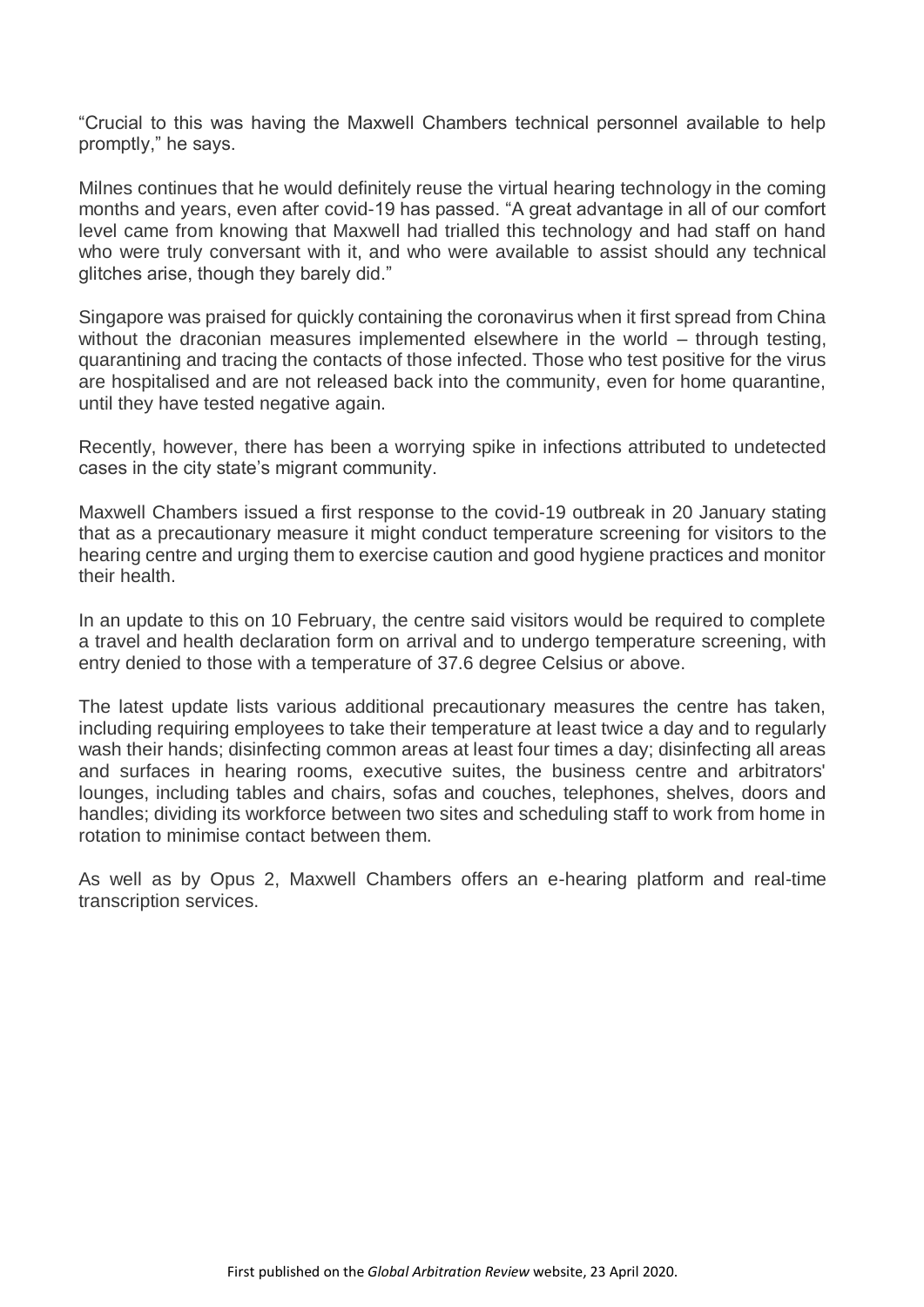"Crucial to this was having the Maxwell Chambers technical personnel available to help promptly," he says.

Milnes continues that he would definitely reuse the virtual hearing technology in the coming months and years, even after covid-19 has passed. "A great advantage in all of our comfort level came from knowing that Maxwell had trialled this technology and had staff on hand who were truly conversant with it, and who were available to assist should any technical glitches arise, though they barely did."

Singapore was praised for quickly containing the coronavirus when it first spread from China without the draconian measures implemented elsewhere in the world – through testing, quarantining and tracing the contacts of those infected. Those who test positive for the virus are hospitalised and are not released back into the community, even for home quarantine, until they have tested negative again.

Recently, however, there has been a worrying spike in infections attributed to undetected cases in the city state's migrant community.

Maxwell Chambers issued a first response to the covid-19 outbreak in 20 January stating that as a precautionary measure it might conduct temperature screening for visitors to the hearing centre and urging them to exercise caution and good hygiene practices and monitor their health.

In an update to this on 10 February, the centre said visitors would be required to complete a travel and health declaration form on arrival and to undergo temperature screening, with entry denied to those with a temperature of 37.6 degree Celsius or above.

The latest update lists various additional precautionary measures the centre has taken, including requiring employees to take their temperature at least twice a day and to regularly wash their hands; disinfecting common areas at least four times a day; disinfecting all areas and surfaces in hearing rooms, executive suites, the business centre and arbitrators' lounges, including tables and chairs, sofas and couches, telephones, shelves, doors and handles; dividing its workforce between two sites and scheduling staff to work from home in rotation to minimise contact between them.

As well as by Opus 2, Maxwell Chambers offers an e-hearing platform and real-time transcription services.

First published on the *Global Arbitration Review* website, 23 April 2020.